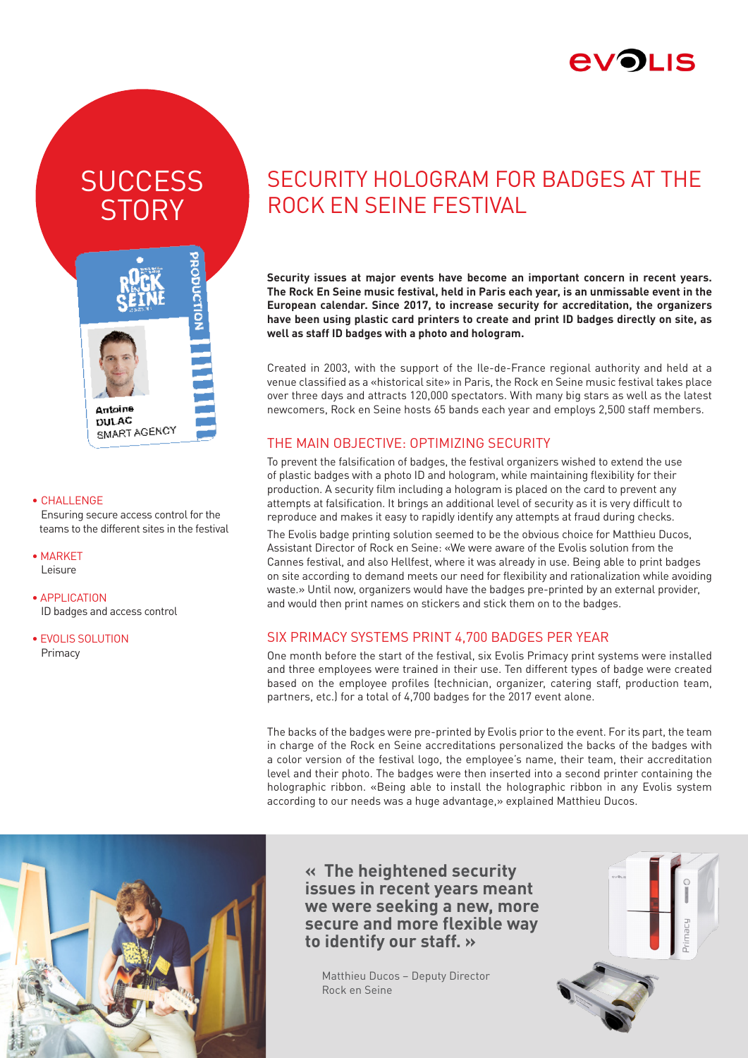# SUCCESS STORY

- CHALLENGE
  Ensuring secure access control for the teams to the different sites in the festival
- MARKET
  Leisure
- APPLICATION
  ID badges and access control
- EVOLIS SOLUTION
  Primacy

# SECURITY HOLOGRAM FOR BADGES AT THE ROCK EN SEINE FESTIVAL

**Security issues at major events have become an important concern in recent years. The Rock En Seine music festival, held in Paris each year, is an unmissable event in the European calendar. Since 2017, to increase security for accreditation, the organizers have been using plastic card printers to create and print ID badges directly on site, as well as staff ID badges with a photo and hologram.**

Created in 2003, with the support of the Ile-de-France regional authority and held at a venue classified as a «historical site» in Paris, the Rock en Seine music festival takes place over three days and attracts 120,000 spectators. With many big stars as well as the latest newcomers, Rock en Seine hosts 65 bands each year and employs 2,500 staff members.

## THE MAIN OBJECTIVE: OPTIMIZING SECURITY

To prevent the falsification of badges, the festival organizers wished to extend the use of plastic badges with a photo ID and hologram, while maintaining flexibility for their production. A security film including a hologram is placed on the card to prevent any attempts at falsification. It brings an additional level of security as it is very difficult to reproduce and makes it easy to rapidly identify any attempts at fraud during checks.

The Evolis badge printing solution seemed to be the obvious choice for Matthieu Ducos, Assistant Director of Rock en Seine: «We were aware of the Evolis solution from the Cannes festival, and also Hellfest, where it was already in use. Being able to print badges on site according to demand meets our need for flexibility and rationalization while avoiding waste.» Until now, organizers would have the badges pre-printed by an external provider, and would then print names on stickers and stick them on to the badges.

## SIX PRIMACY SYSTEMS PRINT 4,700 BADGES PER YEAR

One month before the start of the festival, six Evolis Primacy print systems were installed and three employees were trained in their use. Ten different types of badge were created based on the employee profiles (technician, organizer, catering staff, production team, partners, etc.) for a total of 4,700 badges for the 2017 event alone.

The backs of the badges were pre-printed by Evolis prior to the event. For its part, the team in charge of the Rock en Seine accreditations personalized the backs of the badges with a color version of the festival logo, the employee's name, their team, their accreditation level and their photo. The badges were then inserted into a second printer containing the holographic ribbon. «Being able to install the holographic ribbon in any Evolis system according to our needs was a huge advantage,» explained Matthieu Ducos.

> **« The heightened security issues in recent years meant we were seeking a new, more secure and more flexible way to identify our staff. »**
>
> Matthieu Ducos – Deputy Director
> Rock en Seine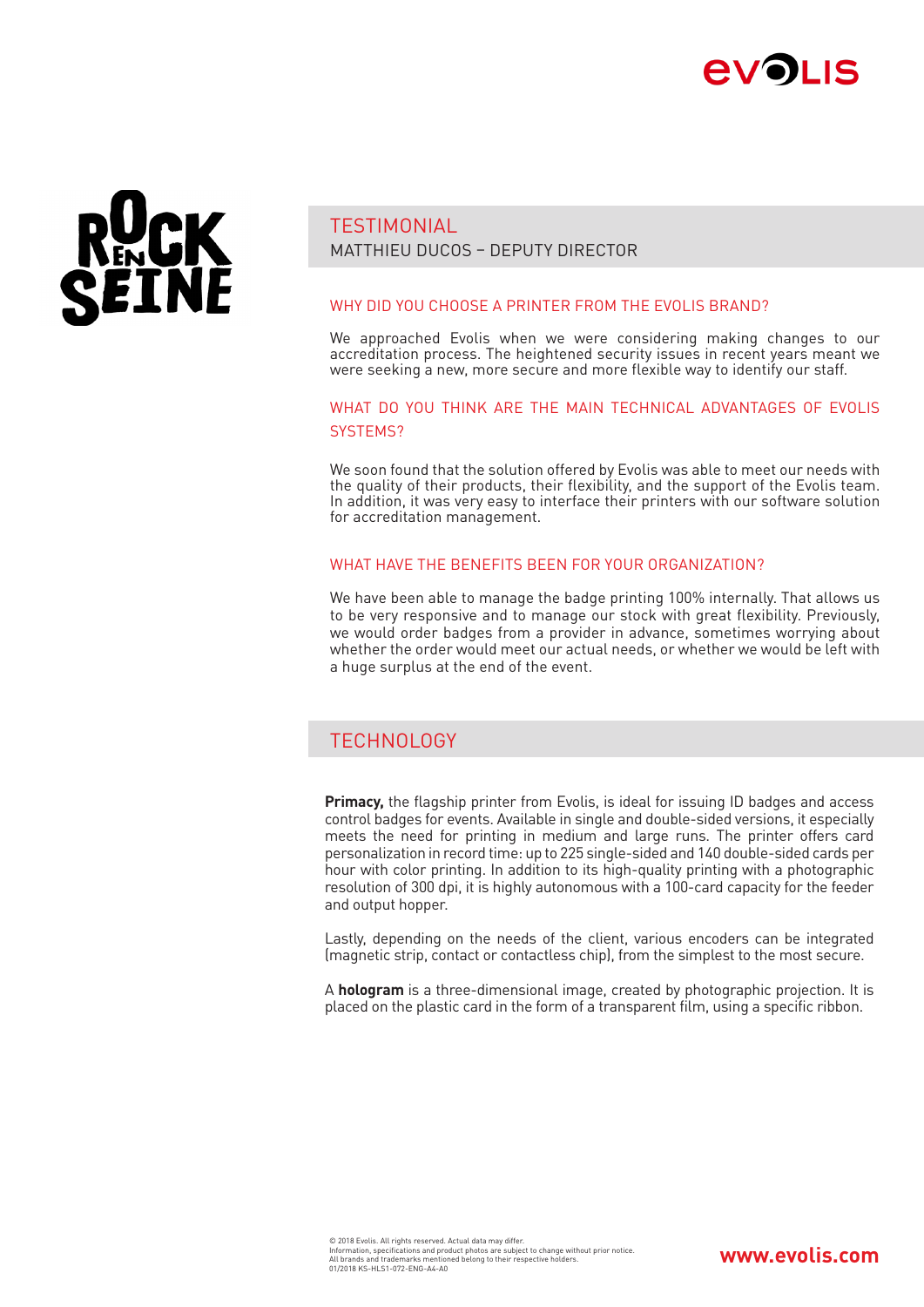ROCK EN SEINE

## TESTIMONIAL

MATTHIEU DUCOS – DEPUTY DIRECTOR

### WHY DID YOU CHOOSE A PRINTER FROM THE EVOLIS BRAND?

We approached Evolis when we were considering making changes to our accreditation process. The heightened security issues in recent years meant we were seeking a new, more secure and more flexible way to identify our staff.

### WHAT DO YOU THINK ARE THE MAIN TECHNICAL ADVANTAGES OF EVOLIS SYSTEMS?

We soon found that the solution offered by Evolis was able to meet our needs with the quality of their products, their flexibility, and the support of the Evolis team. In addition, it was very easy to interface their printers with our software solution for accreditation management.

### WHAT HAVE THE BENEFITS BEEN FOR YOUR ORGANIZATION?

We have been able to manage the badge printing 100% internally. That allows us to be very responsive and to manage our stock with great flexibility. Previously, we would order badges from a provider in advance, sometimes worrying about whether the order would meet our actual needs, or whether we would be left with a huge surplus at the end of the event.

## TECHNOLOGY

**Primacy,** the flagship printer from Evolis, is ideal for issuing ID badges and access control badges for events. Available in single and double-sided versions, it especially meets the need for printing in medium and large runs. The printer offers card personalization in record time: up to 225 single-sided and 140 double-sided cards per hour with color printing. In addition to its high-quality printing with a photographic resolution of 300 dpi, it is highly autonomous with a 100-card capacity for the feeder and output hopper.

Lastly, depending on the needs of the client, various encoders can be integrated (magnetic strip, contact or contactless chip), from the simplest to the most secure.

A **hologram** is a three-dimensional image, created by photographic projection. It is placed on the plastic card in the form of a transparent film, using a specific ribbon.

© 2018 Evolis. All rights reserved. Actual data may differ.
Information, specifications and product photos are subject to change without prior notice.
All brands and trademarks mentioned belong to their respective holders.
01/2018 KS-HLS1-072-ENG-A4-A0

www.evolis.com